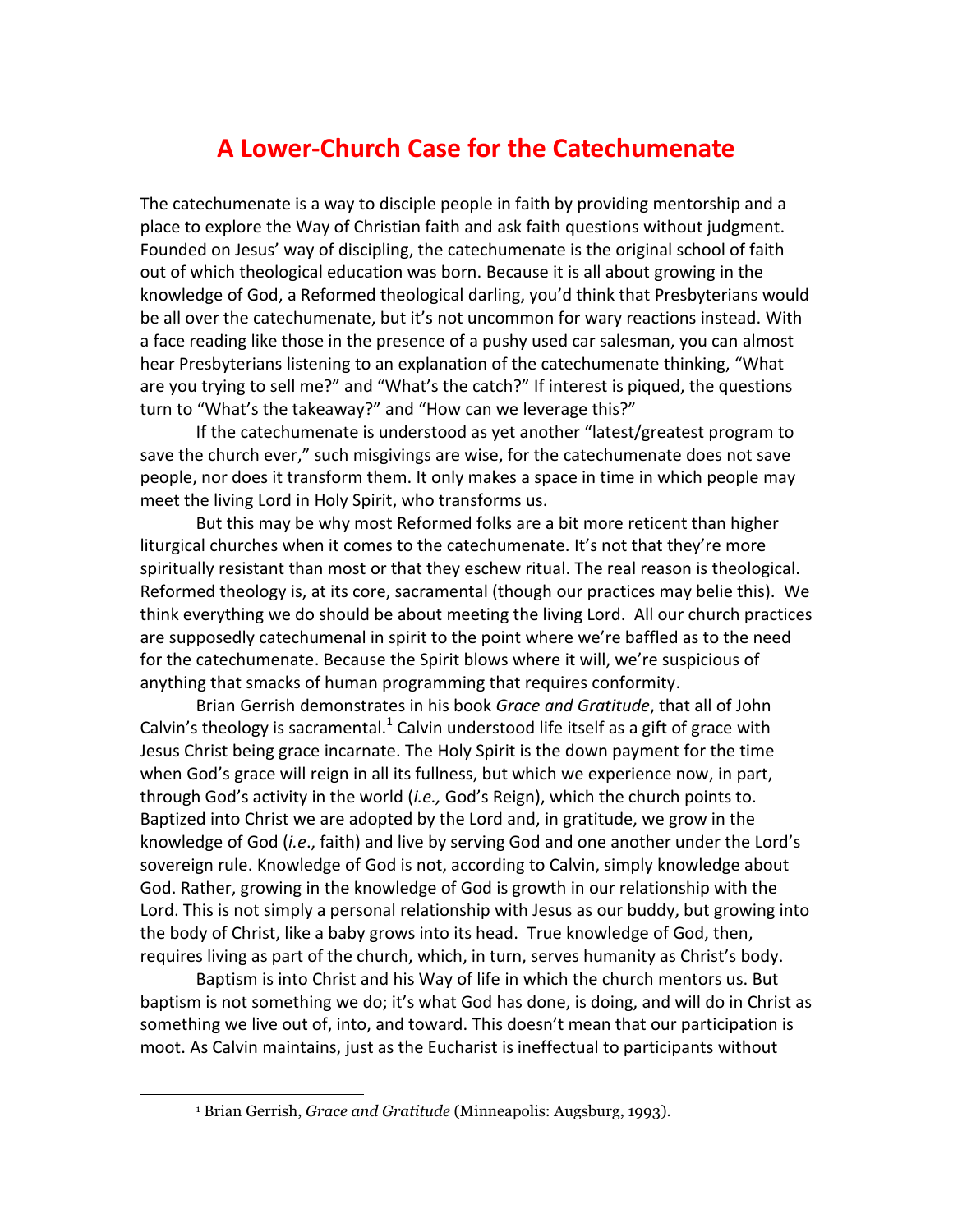# A Lower-Church Case for the Catechumenate

The catechumenate is a way to disciple people in faith by providing mentorship and a place to explore the Way of Christian faith and ask faith questions without judgment. Founded on Jesus' way of discipling, the catechumenate is the original school of faith out of which theological education was born. Because it is all about growing in the knowledge of God, a Reformed theological darling, you'd think that Presbyterians would be all over the catechumenate, but it's not uncommon for wary reactions instead. With a face reading like those in the presence of a pushy used car salesman, you can almost hear Presbyterians listening to an explanation of the catechumenate thinking, "What are you trying to sell me?" and "What's the catch?" If interest is piqued, the questions turn to "What's the takeaway?" and "How can we leverage this?"

If the catechumenate is understood as yet another "latest/greatest program to save the church ever," such misgivings are wise, for the catechumenate does not save people, nor does it transform them. It only makes a space in time in which people may meet the living Lord in Holy Spirit, who transforms us.

But this may be why most Reformed folks are a bit more reticent than higher liturgical churches when it comes to the catechumenate. It's not that they're more spiritually resistant than most or that they eschew ritual. The real reason is theological. Reformed theology is, at its core, sacramental (though our practices may belie this). We think <u>everything</u> we do should be about meeting the living Lord. All our church practices are supposedly catechumenal in spirit to the point where we're baffled as to the need for the catechumenate. Because the Spirit blows where it will, we're suspicious of anything that smacks of human programming that requires conformity.

Brian Gerrish demonstrates in his book *Grace and Gratitude*, that all of John Calvin's theology is sacramental.[1] Calvin understood life itself as a gift of grace with Jesus Christ being grace incarnate. The Holy Spirit is the down payment for the time when God's grace will reign in all its fullness, but which we experience now, in part, through God's activity in the world (*i.e.,* God's Reign), which the church points to. Baptized into Christ we are adopted by the Lord and, in gratitude, we grow in the knowledge of God (*i.e*., faith) and live by serving God and one another under the Lord's sovereign rule. Knowledge of God is not, according to Calvin, simply knowledge about God. Rather, growing in the knowledge of God is growth in our relationship with the Lord. This is not simply a personal relationship with Jesus as our buddy, but growing into the body of Christ, like a baby grows into its head. True knowledge of God, then, requires living as part of the church, which, in turn, serves humanity as Christ's body.

Baptism is into Christ and his Way of life in which the church mentors us. But baptism is not something we do; it's what God has done, is doing, and will do in Christ as something we live out of, into, and toward. This doesn't mean that our participation is moot. As Calvin maintains, just as the Eucharist is ineffectual to participants without

---

[1] Brian Gerrish, *Grace and Gratitude* (Minneapolis: Augsburg, 1993).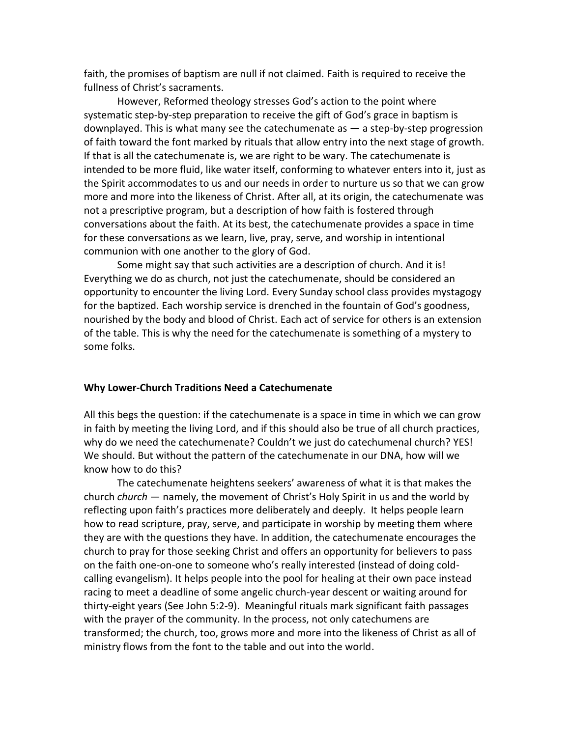faith, the promises of baptism are null if not claimed. Faith is required to receive the fullness of Christ's sacraments.

However, Reformed theology stresses God's action to the point where systematic step-by-step preparation to receive the gift of God's grace in baptism is downplayed. This is what many see the catechumenate as — a step-by-step progression of faith toward the font marked by rituals that allow entry into the next stage of growth. If that is all the catechumenate is, we are right to be wary. The catechumenate is intended to be more fluid, like water itself, conforming to whatever enters into it, just as the Spirit accommodates to us and our needs in order to nurture us so that we can grow more and more into the likeness of Christ. After all, at its origin, the catechumenate was not a prescriptive program, but a description of how faith is fostered through conversations about the faith. At its best, the catechumenate provides a space in time for these conversations as we learn, live, pray, serve, and worship in intentional communion with one another to the glory of God.

Some might say that such activities are a description of church. And it is! Everything we do as church, not just the catechumenate, should be considered an opportunity to encounter the living Lord. Every Sunday school class provides mystagogy for the baptized. Each worship service is drenched in the fountain of God's goodness, nourished by the body and blood of Christ. Each act of service for others is an extension of the table. This is why the need for the catechumenate is something of a mystery to some folks.

**Why Lower-Church Traditions Need a Catechumenate**

All this begs the question: if the catechumenate is a space in time in which we can grow in faith by meeting the living Lord, and if this should also be true of all church practices, why do we need the catechumenate? Couldn't we just do catechumenal church? YES! We should. But without the pattern of the catechumenate in our DNA, how will we know how to do this?

The catechumenate heightens seekers' awareness of what it is that makes the church *church* — namely, the movement of Christ's Holy Spirit in us and the world by reflecting upon faith's practices more deliberately and deeply. It helps people learn how to read scripture, pray, serve, and participate in worship by meeting them where they are with the questions they have. In addition, the catechumenate encourages the church to pray for those seeking Christ and offers an opportunity for believers to pass on the faith one-on-one to someone who's really interested (instead of doing cold-calling evangelism). It helps people into the pool for healing at their own pace instead racing to meet a deadline of some angelic church-year descent or waiting around for thirty-eight years (See John 5:2-9). Meaningful rituals mark significant faith passages with the prayer of the community. In the process, not only catechumens are transformed; the church, too, grows more and more into the likeness of Christ as all of ministry flows from the font to the table and out into the world.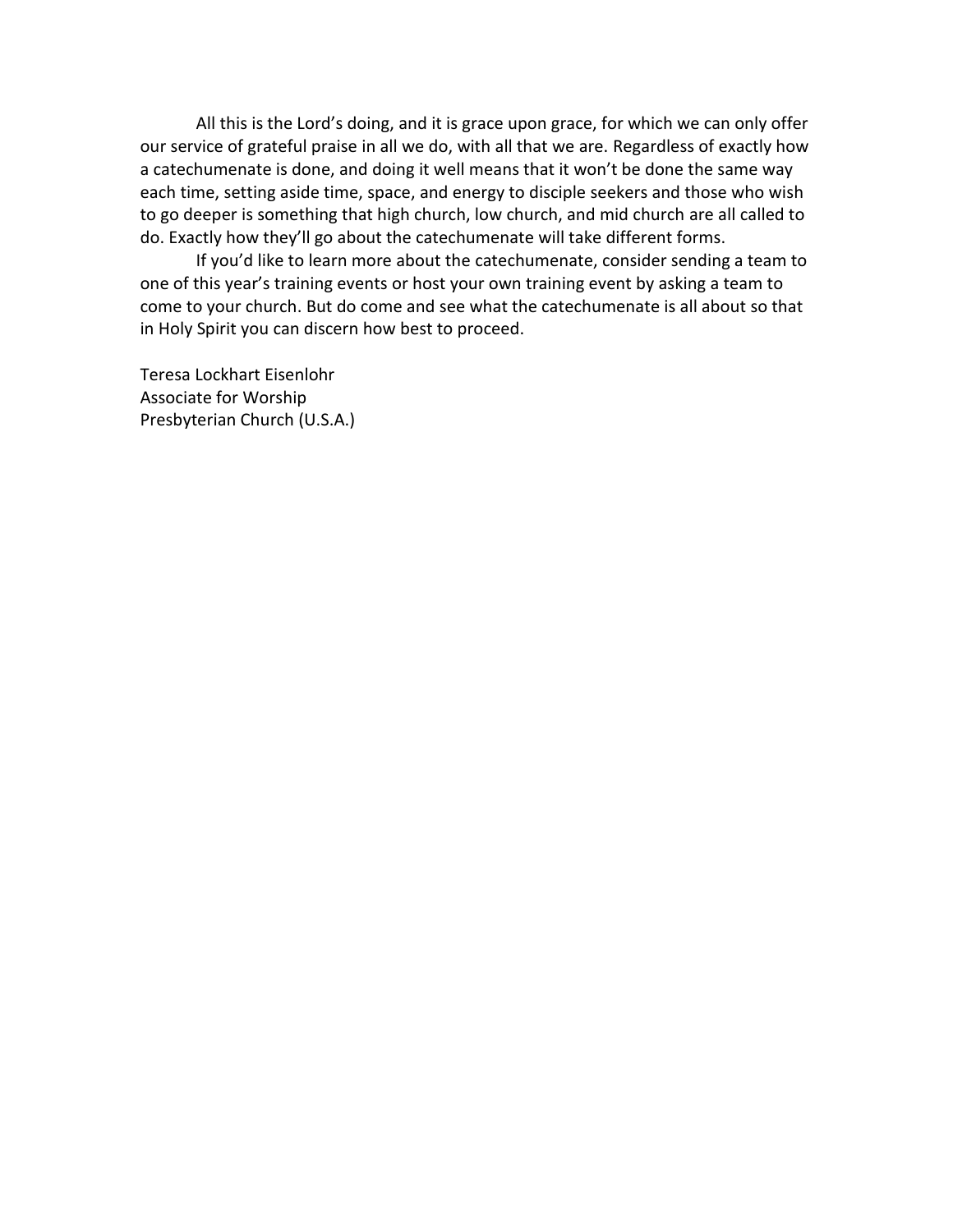All this is the Lord's doing, and it is grace upon grace, for which we can only offer our service of grateful praise in all we do, with all that we are. Regardless of exactly how a catechumenate is done, and doing it well means that it won't be done the same way each time, setting aside time, space, and energy to disciple seekers and those who wish to go deeper is something that high church, low church, and mid church are all called to do. Exactly how they'll go about the catechumenate will take different forms.

If you'd like to learn more about the catechumenate, consider sending a team to one of this year's training events or host your own training event by asking a team to come to your church. But do come and see what the catechumenate is all about so that in Holy Spirit you can discern how best to proceed.

Teresa Lockhart Eisenlohr
Associate for Worship
Presbyterian Church (U.S.A.)